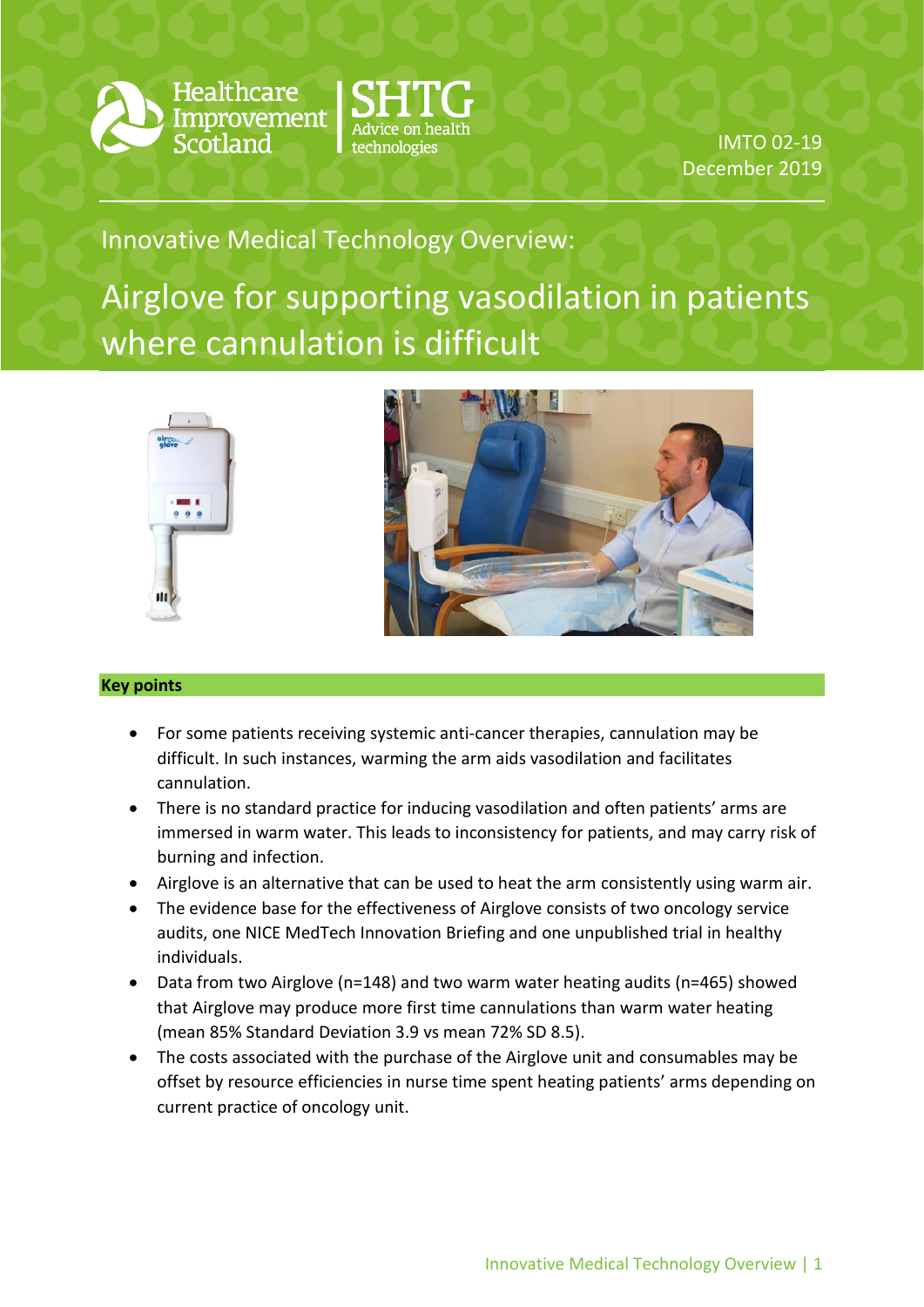Healthcare Improvement Scotland | SHTG Advice on health technologies

IMTO 02-19
December 2019

Innovative Medical Technology Overview:

# Airglove for supporting vasodilation in patients where cannulation is difficult

## Key points

- For some patients receiving systemic anti-cancer therapies, cannulation may be difficult. In such instances, warming the arm aids vasodilation and facilitates cannulation.
- There is no standard practice for inducing vasodilation and often patients' arms are immersed in warm water. This leads to inconsistency for patients, and may carry risk of burning and infection.
- Airglove is an alternative that can be used to heat the arm consistently using warm air.
- The evidence base for the effectiveness of Airglove consists of two oncology service audits, one NICE MedTech Innovation Briefing and one unpublished trial in healthy individuals.
- Data from two Airglove (n=148) and two warm water heating audits (n=465) showed that Airglove may produce more first time cannulations than warm water heating (mean 85% Standard Deviation 3.9 vs mean 72% SD 8.5).
- The costs associated with the purchase of the Airglove unit and consumables may be offset by resource efficiencies in nurse time spent heating patients' arms depending on current practice of oncology unit.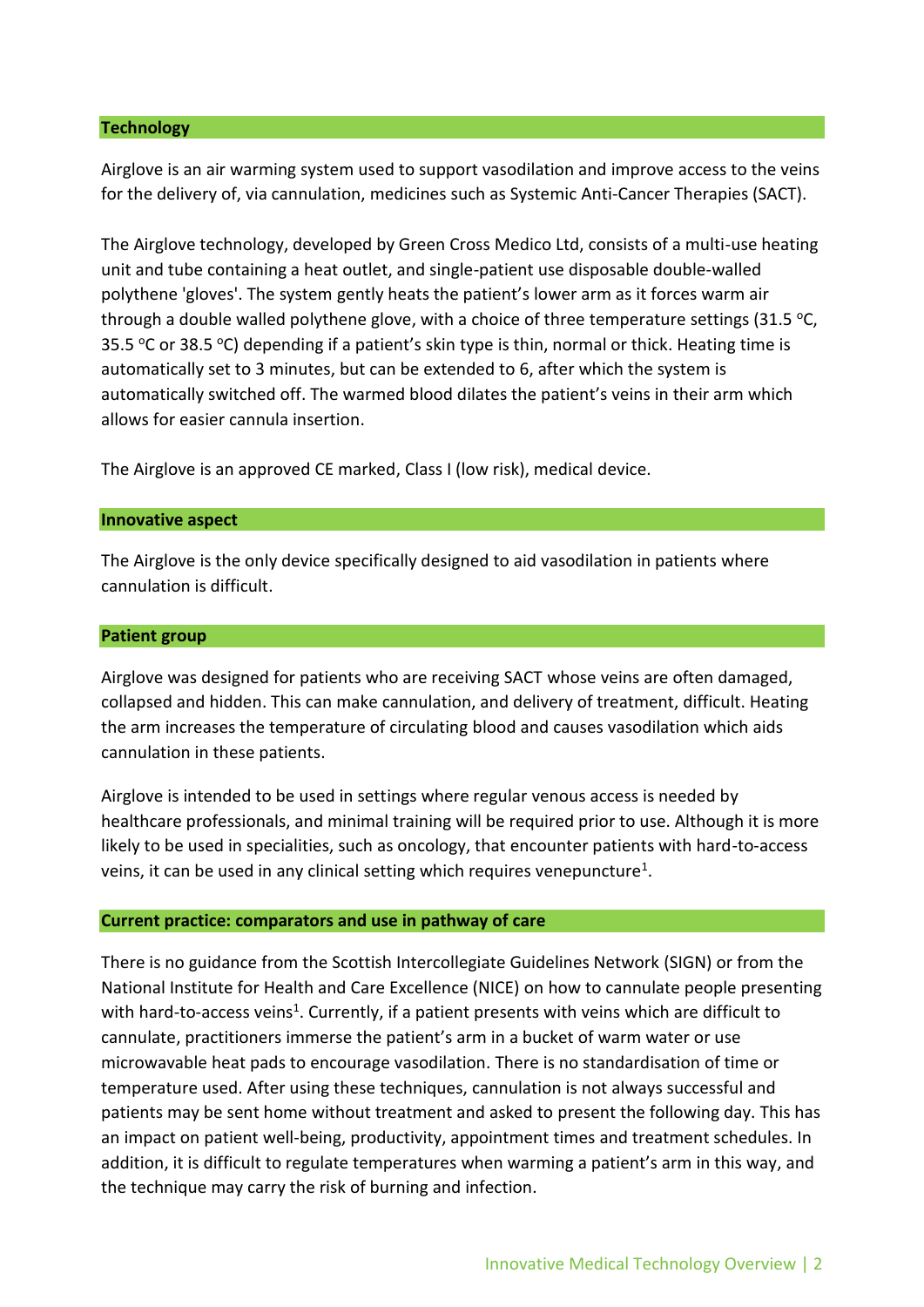## Technology

Airglove is an air warming system used to support vasodilation and improve access to the veins for the delivery of, via cannulation, medicines such as Systemic Anti-Cancer Therapies (SACT).

The Airglove technology, developed by Green Cross Medico Ltd, consists of a multi-use heating unit and tube containing a heat outlet, and single-patient use disposable double-walled polythene 'gloves'. The system gently heats the patient's lower arm as it forces warm air through a double walled polythene glove, with a choice of three temperature settings (31.5 $^{o}$C, 35.5 $^{o}$C or 38.5 $^{o}$C) depending if a patient's skin type is thin, normal or thick. Heating time is automatically set to 3 minutes, but can be extended to 6, after which the system is automatically switched off. The warmed blood dilates the patient's veins in their arm which allows for easier cannula insertion.

The Airglove is an approved CE marked, Class I (low risk), medical device.

## Innovative aspect

The Airglove is the only device specifically designed to aid vasodilation in patients where cannulation is difficult.

## Patient group

Airglove was designed for patients who are receiving SACT whose veins are often damaged, collapsed and hidden. This can make cannulation, and delivery of treatment, difficult. Heating the arm increases the temperature of circulating blood and causes vasodilation which aids cannulation in these patients.

Airglove is intended to be used in settings where regular venous access is needed by healthcare professionals, and minimal training will be required prior to use. Although it is more likely to be used in specialities, such as oncology, that encounter patients with hard-to-access veins, it can be used in any clinical setting which requires venepuncture[1].

## Current practice: comparators and use in pathway of care

There is no guidance from the Scottish Intercollegiate Guidelines Network (SIGN) or from the National Institute for Health and Care Excellence (NICE) on how to cannulate people presenting with hard-to-access veins[1]. Currently, if a patient presents with veins which are difficult to cannulate, practitioners immerse the patient's arm in a bucket of warm water or use microwavable heat pads to encourage vasodilation. There is no standardisation of time or temperature used. After using these techniques, cannulation is not always successful and patients may be sent home without treatment and asked to present the following day. This has an impact on patient well-being, productivity, appointment times and treatment schedules. In addition, it is difficult to regulate temperatures when warming a patient's arm in this way, and the technique may carry the risk of burning and infection.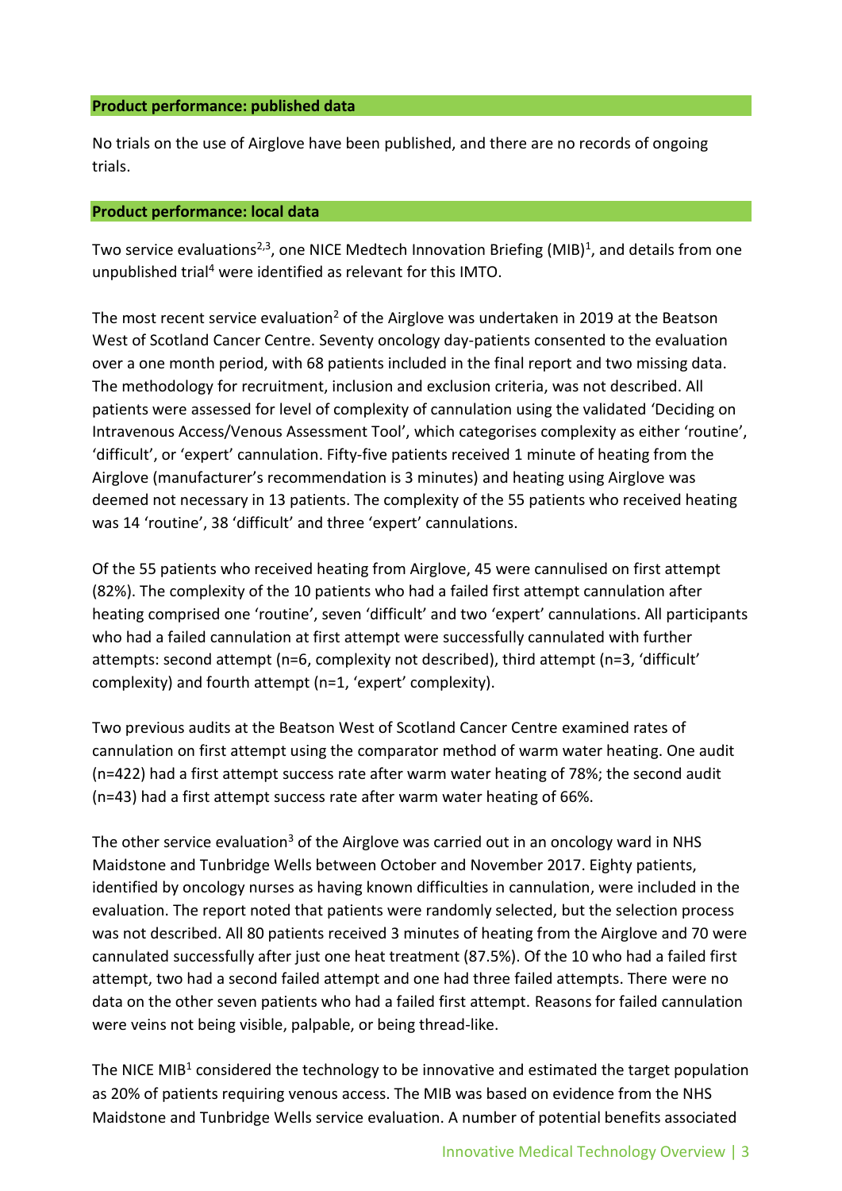**Product performance: published data**

No trials on the use of Airglove have been published, and there are no records of ongoing trials.

**Product performance: local data**

Two service evaluations[2,3], one NICE Medtech Innovation Briefing (MIB)[1], and details from one unpublished trial[4] were identified as relevant for this IMTO.

The most recent service evaluation[2] of the Airglove was undertaken in 2019 at the Beatson West of Scotland Cancer Centre. Seventy oncology day-patients consented to the evaluation over a one month period, with 68 patients included in the final report and two missing data. The methodology for recruitment, inclusion and exclusion criteria, was not described. All patients were assessed for level of complexity of cannulation using the validated 'Deciding on Intravenous Access/Venous Assessment Tool', which categorises complexity as either 'routine', 'difficult', or 'expert' cannulation. Fifty-five patients received 1 minute of heating from the Airglove (manufacturer's recommendation is 3 minutes) and heating using Airglove was deemed not necessary in 13 patients. The complexity of the 55 patients who received heating was 14 'routine', 38 'difficult' and three 'expert' cannulations.

Of the 55 patients who received heating from Airglove, 45 were cannulised on first attempt (82%). The complexity of the 10 patients who had a failed first attempt cannulation after heating comprised one 'routine', seven 'difficult' and two 'expert' cannulations. All participants who had a failed cannulation at first attempt were successfully cannulated with further attempts: second attempt (n=6, complexity not described), third attempt (n=3, 'difficult' complexity) and fourth attempt (n=1, 'expert' complexity).

Two previous audits at the Beatson West of Scotland Cancer Centre examined rates of cannulation on first attempt using the comparator method of warm water heating. One audit (n=422) had a first attempt success rate after warm water heating of 78%; the second audit (n=43) had a first attempt success rate after warm water heating of 66%.

The other service evaluation[3] of the Airglove was carried out in an oncology ward in NHS Maidstone and Tunbridge Wells between October and November 2017. Eighty patients, identified by oncology nurses as having known difficulties in cannulation, were included in the evaluation. The report noted that patients were randomly selected, but the selection process was not described. All 80 patients received 3 minutes of heating from the Airglove and 70 were cannulated successfully after just one heat treatment (87.5%). Of the 10 who had a failed first attempt, two had a second failed attempt and one had three failed attempts. There were no data on the other seven patients who had a failed first attempt. Reasons for failed cannulation were veins not being visible, palpable, or being thread-like.

The NICE MIB[1] considered the technology to be innovative and estimated the target population as 20% of patients requiring venous access. The MIB was based on evidence from the NHS Maidstone and Tunbridge Wells service evaluation. A number of potential benefits associated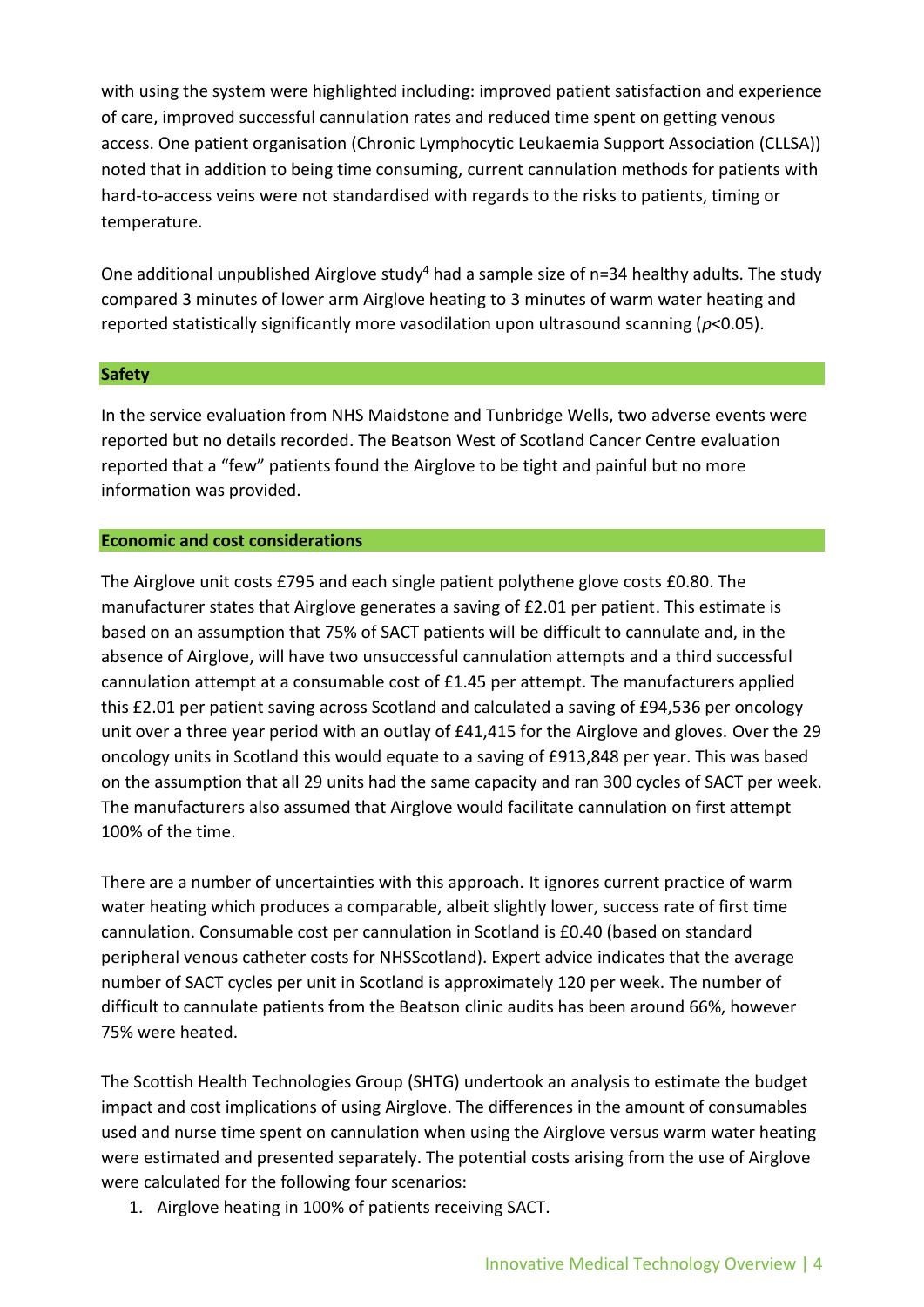with using the system were highlighted including: improved patient satisfaction and experience of care, improved successful cannulation rates and reduced time spent on getting venous access. One patient organisation (Chronic Lymphocytic Leukaemia Support Association (CLLSA)) noted that in addition to being time consuming, current cannulation methods for patients with hard-to-access veins were not standardised with regards to the risks to patients, timing or temperature.

One additional unpublished Airglove study[4] had a sample size of n=34 healthy adults. The study compared 3 minutes of lower arm Airglove heating to 3 minutes of warm water heating and reported statistically significantly more vasodilation upon ultrasound scanning ($p<0.05$).

## Safety

In the service evaluation from NHS Maidstone and Tunbridge Wells, two adverse events were reported but no details recorded. The Beatson West of Scotland Cancer Centre evaluation reported that a "few" patients found the Airglove to be tight and painful but no more information was provided.

## Economic and cost considerations

The Airglove unit costs £795 and each single patient polythene glove costs £0.80. The manufacturer states that Airglove generates a saving of £2.01 per patient. This estimate is based on an assumption that 75% of SACT patients will be difficult to cannulate and, in the absence of Airglove, will have two unsuccessful cannulation attempts and a third successful cannulation attempt at a consumable cost of £1.45 per attempt. The manufacturers applied this £2.01 per patient saving across Scotland and calculated a saving of £94,536 per oncology unit over a three year period with an outlay of £41,415 for the Airglove and gloves. Over the 29 oncology units in Scotland this would equate to a saving of £913,848 per year. This was based on the assumption that all 29 units had the same capacity and ran 300 cycles of SACT per week. The manufacturers also assumed that Airglove would facilitate cannulation on first attempt 100% of the time.

There are a number of uncertainties with this approach. It ignores current practice of warm water heating which produces a comparable, albeit slightly lower, success rate of first time cannulation. Consumable cost per cannulation in Scotland is £0.40 (based on standard peripheral venous catheter costs for NHSScotland). Expert advice indicates that the average number of SACT cycles per unit in Scotland is approximately 120 per week. The number of difficult to cannulate patients from the Beatson clinic audits has been around 66%, however 75% were heated.

The Scottish Health Technologies Group (SHTG) undertook an analysis to estimate the budget impact and cost implications of using Airglove. The differences in the amount of consumables used and nurse time spent on cannulation when using the Airglove versus warm water heating were estimated and presented separately. The potential costs arising from the use of Airglove were calculated for the following four scenarios:

1. Airglove heating in 100% of patients receiving SACT.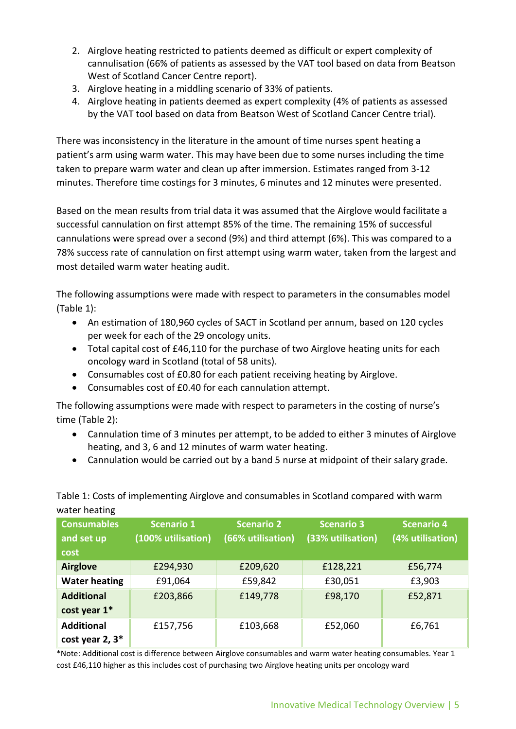2. Airglove heating restricted to patients deemed as difficult or expert complexity of cannulisation (66% of patients as assessed by the VAT tool based on data from Beatson West of Scotland Cancer Centre report).
3. Airglove heating in a middling scenario of 33% of patients.
4. Airglove heating in patients deemed as expert complexity (4% of patients as assessed by the VAT tool based on data from Beatson West of Scotland Cancer Centre trial).

There was inconsistency in the literature in the amount of time nurses spent heating a patient's arm using warm water. This may have been due to some nurses including the time taken to prepare warm water and clean up after immersion. Estimates ranged from 3-12 minutes. Therefore time costings for 3 minutes, 6 minutes and 12 minutes were presented.

Based on the mean results from trial data it was assumed that the Airglove would facilitate a successful cannulation on first attempt 85% of the time. The remaining 15% of successful cannulations were spread over a second (9%) and third attempt (6%). This was compared to a 78% success rate of cannulation on first attempt using warm water, taken from the largest and most detailed warm water heating audit.

The following assumptions were made with respect to parameters in the consumables model (Table 1):

- An estimation of 180,960 cycles of SACT in Scotland per annum, based on 120 cycles per week for each of the 29 oncology units.
- Total capital cost of £46,110 for the purchase of two Airglove heating units for each oncology ward in Scotland (total of 58 units).
- Consumables cost of £0.80 for each patient receiving heating by Airglove.
- Consumables cost of £0.40 for each cannulation attempt.

The following assumptions were made with respect to parameters in the costing of nurse's time (Table 2):

- Cannulation time of 3 minutes per attempt, to be added to either 3 minutes of Airglove heating, and 3, 6 and 12 minutes of warm water heating.
- Cannulation would be carried out by a band 5 nurse at midpoint of their salary grade.

Table 1: Costs of implementing Airglove and consumables in Scotland compared with warm water heating

| Consumables and set up cost | Scenario 1 (100% utilisation) | Scenario 2 (66% utilisation) | Scenario 3 (33% utilisation) | Scenario 4 (4% utilisation) |
|---|---|---|---|---|
| **Airglove** | £294,930 | £209,620 | £128,221 | £56,774 |
| **Water heating** | £91,064 | £59,842 | £30,051 | £3,903 |
| **Additional cost year 1*** | £203,866 | £149,778 | £98,170 | £52,871 |
| **Additional cost year 2, 3*** | £157,756 | £103,668 | £52,060 | £6,761 |

*Note: Additional cost is difference between Airglove consumables and warm water heating consumables. Year 1 cost £46,110 higher as this includes cost of purchasing two Airglove heating units per oncology ward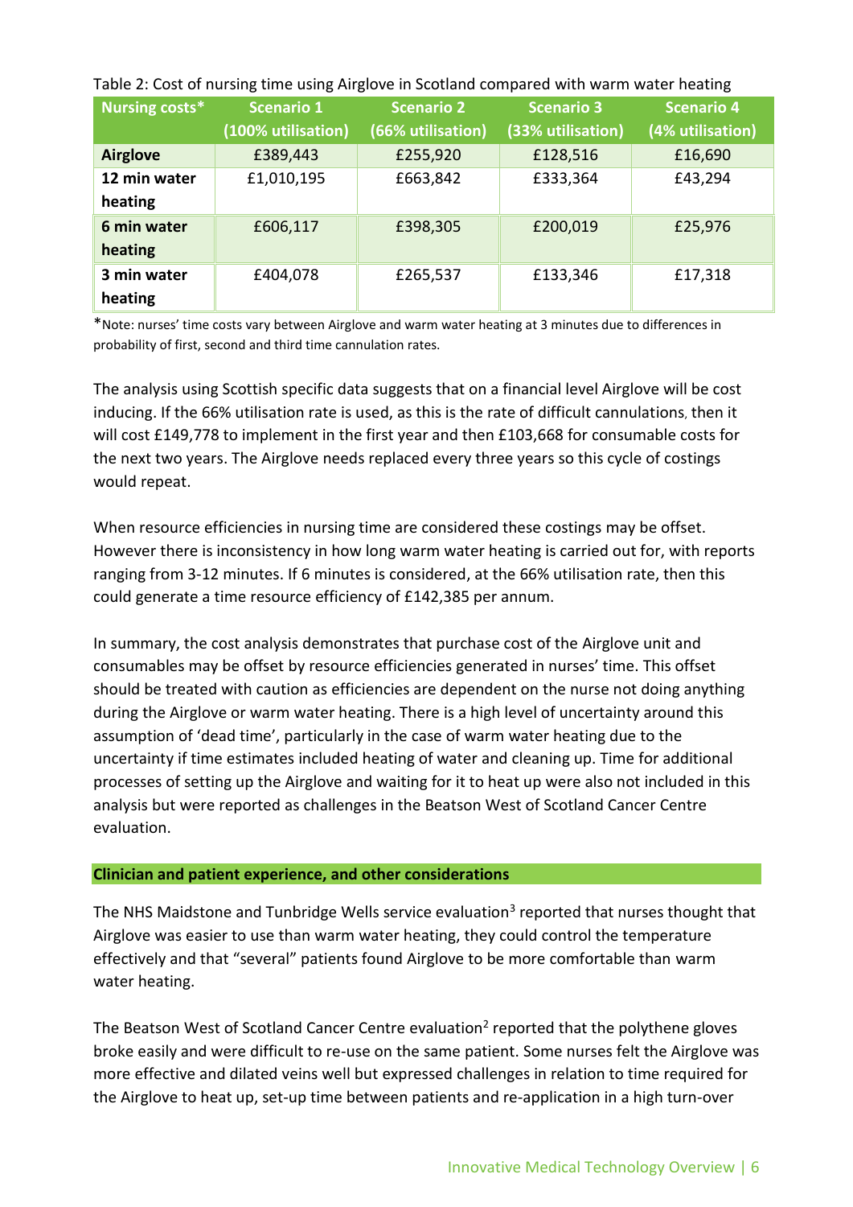Table 2: Cost of nursing time using Airglove in Scotland compared with warm water heating

| Nursing costs* | Scenario 1 (100% utilisation) | Scenario 2 (66% utilisation) | Scenario 3 (33% utilisation) | Scenario 4 (4% utilisation) |
|---|---|---|---|---|
| **Airglove** | £389,443 | £255,920 | £128,516 | £16,690 |
| **12 min water heating** | £1,010,195 | £663,842 | £333,364 | £43,294 |
| **6 min water heating** | £606,117 | £398,305 | £200,019 | £25,976 |
| **3 min water heating** | £404,078 | £265,537 | £133,346 | £17,318 |

*Note: nurses' time costs vary between Airglove and warm water heating at 3 minutes due to differences in probability of first, second and third time cannulation rates.

The analysis using Scottish specific data suggests that on a financial level Airglove will be cost inducing. If the 66% utilisation rate is used, as this is the rate of difficult cannulations, then it will cost £149,778 to implement in the first year and then £103,668 for consumable costs for the next two years. The Airglove needs replaced every three years so this cycle of costings would repeat.

When resource efficiencies in nursing time are considered these costings may be offset. However there is inconsistency in how long warm water heating is carried out for, with reports ranging from 3-12 minutes. If 6 minutes is considered, at the 66% utilisation rate, then this could generate a time resource efficiency of £142,385 per annum.

In summary, the cost analysis demonstrates that purchase cost of the Airglove unit and consumables may be offset by resource efficiencies generated in nurses' time. This offset should be treated with caution as efficiencies are dependent on the nurse not doing anything during the Airglove or warm water heating. There is a high level of uncertainty around this assumption of 'dead time', particularly in the case of warm water heating due to the uncertainty if time estimates included heating of water and cleaning up. Time for additional processes of setting up the Airglove and waiting for it to heat up were also not included in this analysis but were reported as challenges in the Beatson West of Scotland Cancer Centre evaluation.

## Clinician and patient experience, and other considerations

The NHS Maidstone and Tunbridge Wells service evaluation[3] reported that nurses thought that Airglove was easier to use than warm water heating, they could control the temperature effectively and that "several" patients found Airglove to be more comfortable than warm water heating.

The Beatson West of Scotland Cancer Centre evaluation[2] reported that the polythene gloves broke easily and were difficult to re-use on the same patient. Some nurses felt the Airglove was more effective and dilated veins well but expressed challenges in relation to time required for the Airglove to heat up, set-up time between patients and re-application in a high turn-over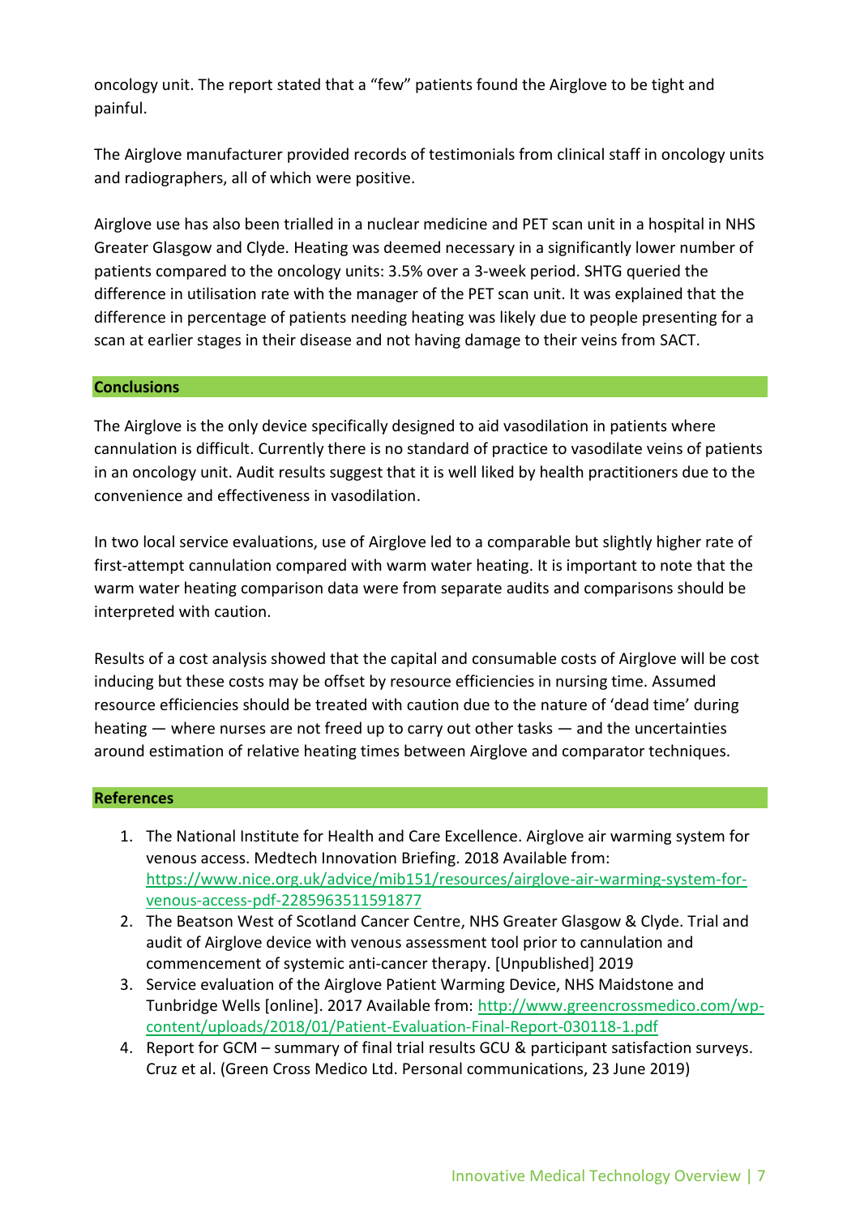oncology unit. The report stated that a "few" patients found the Airglove to be tight and painful.

The Airglove manufacturer provided records of testimonials from clinical staff in oncology units and radiographers, all of which were positive.

Airglove use has also been trialled in a nuclear medicine and PET scan unit in a hospital in NHS Greater Glasgow and Clyde. Heating was deemed necessary in a significantly lower number of patients compared to the oncology units: 3.5% over a 3-week period. SHTG queried the difference in utilisation rate with the manager of the PET scan unit. It was explained that the difference in percentage of patients needing heating was likely due to people presenting for a scan at earlier stages in their disease and not having damage to their veins from SACT.

## Conclusions

The Airglove is the only device specifically designed to aid vasodilation in patients where cannulation is difficult. Currently there is no standard of practice to vasodilate veins of patients in an oncology unit. Audit results suggest that it is well liked by health practitioners due to the convenience and effectiveness in vasodilation.

In two local service evaluations, use of Airglove led to a comparable but slightly higher rate of first-attempt cannulation compared with warm water heating. It is important to note that the warm water heating comparison data were from separate audits and comparisons should be interpreted with caution.

Results of a cost analysis showed that the capital and consumable costs of Airglove will be cost inducing but these costs may be offset by resource efficiencies in nursing time. Assumed resource efficiencies should be treated with caution due to the nature of 'dead time' during heating — where nurses are not freed up to carry out other tasks — and the uncertainties around estimation of relative heating times between Airglove and comparator techniques.

## References

1. The National Institute for Health and Care Excellence. Airglove air warming system for venous access. Medtech Innovation Briefing. 2018 Available from: https://www.nice.org.uk/advice/mib151/resources/airglove-air-warming-system-for-venous-access-pdf-2285963511591877
2. The Beatson West of Scotland Cancer Centre, NHS Greater Glasgow & Clyde. Trial and audit of Airglove device with venous assessment tool prior to cannulation and commencement of systemic anti-cancer therapy. [Unpublished] 2019
3. Service evaluation of the Airglove Patient Warming Device, NHS Maidstone and Tunbridge Wells [online]. 2017 Available from: http://www.greencrossmedico.com/wp-content/uploads/2018/01/Patient-Evaluation-Final-Report-030118-1.pdf
4. Report for GCM – summary of final trial results GCU & participant satisfaction surveys. Cruz et al. (Green Cross Medico Ltd. Personal communications, 23 June 2019)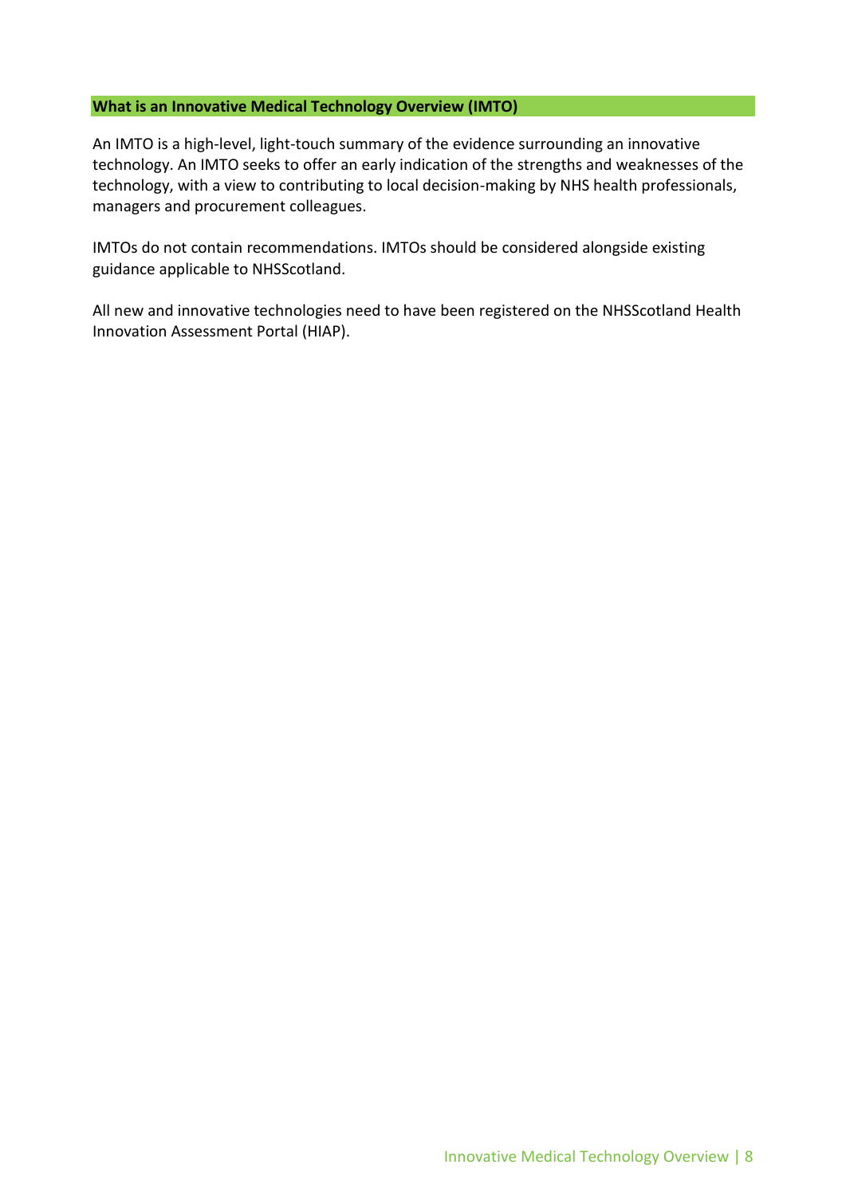## What is an Innovative Medical Technology Overview (IMTO)

An IMTO is a high-level, light-touch summary of the evidence surrounding an innovative technology. An IMTO seeks to offer an early indication of the strengths and weaknesses of the technology, with a view to contributing to local decision-making by NHS health professionals, managers and procurement colleagues.

IMTOs do not contain recommendations. IMTOs should be considered alongside existing guidance applicable to NHSScotland.

All new and innovative technologies need to have been registered on the NHSScotland Health Innovation Assessment Portal (HIAP).